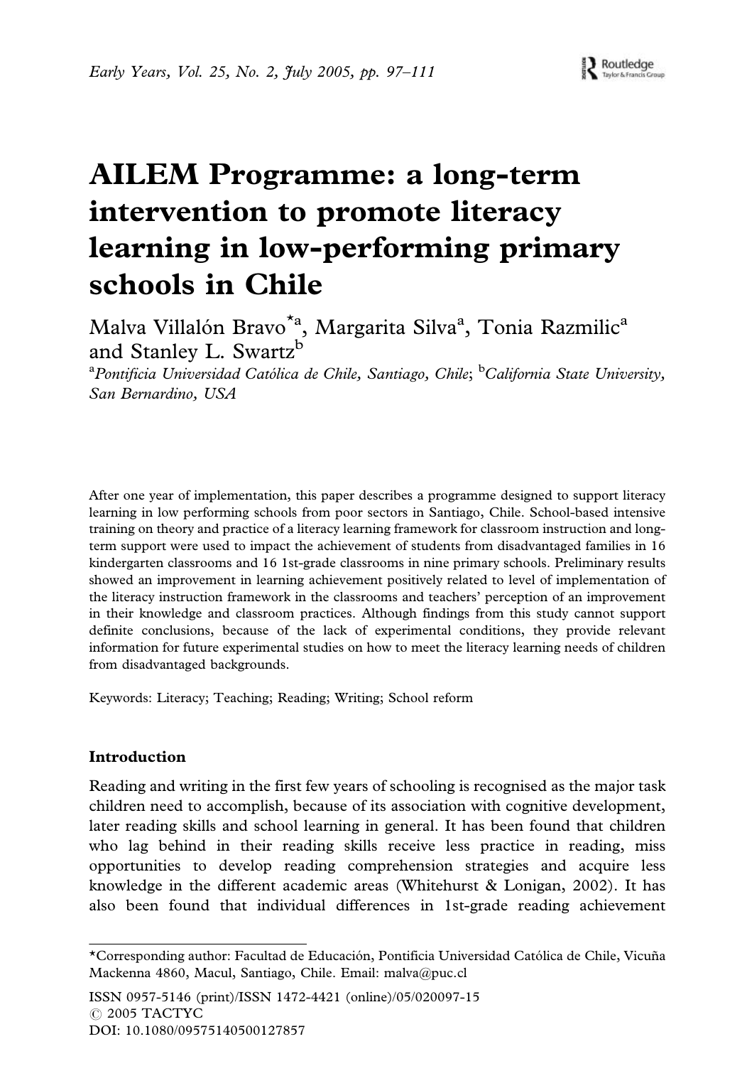# AILEM Programme: a long-term intervention to promote literacy learning in low-performing primary schools in Chile

Malva Villalón Bravo*[a], Margarita Silva[a], Tonia Razmilic[a] and Stanley L. Swartz[b]

[a]*Pontificia Universidad Católica de Chile, Santiago, Chile*; [b]*California State University, San Bernardino, USA*

After one year of implementation, this paper describes a programme designed to support literacy learning in low performing schools from poor sectors in Santiago, Chile. School-based intensive training on theory and practice of a literacy learning framework for classroom instruction and long-term support were used to impact the achievement of students from disadvantaged families in 16 kindergarten classrooms and 16 1st-grade classrooms in nine primary schools. Preliminary results showed an improvement in learning achievement positively related to level of implementation of the literacy instruction framework in the classrooms and teachers' perception of an improvement in their knowledge and classroom practices. Although findings from this study cannot support definite conclusions, because of the lack of experimental conditions, they provide relevant information for future experimental studies on how to meet the literacy learning needs of children from disadvantaged backgrounds.

Keywords: Literacy; Teaching; Reading; Writing; School reform

## Introduction

Reading and writing in the first few years of schooling is recognised as the major task children need to accomplish, because of its association with cognitive development, later reading skills and school learning in general. It has been found that children who lag behind in their reading skills receive less practice in reading, miss opportunities to develop reading comprehension strategies and acquire less knowledge in the different academic areas (Whitehurst & Lonigan, 2002). It has also been found that individual differences in 1st-grade reading achievement

*Corresponding author: Facultad de Educación, Pontificia Universidad Católica de Chile, Vicuña Mackenna 4860, Macul, Santiago, Chile. Email: malva@puc.cl

ISSN 0957-5146 (print)/ISSN 1472-4421 (online)/05/020097-15
© 2005 TACTYC
DOI: 10.1080/09575140500127857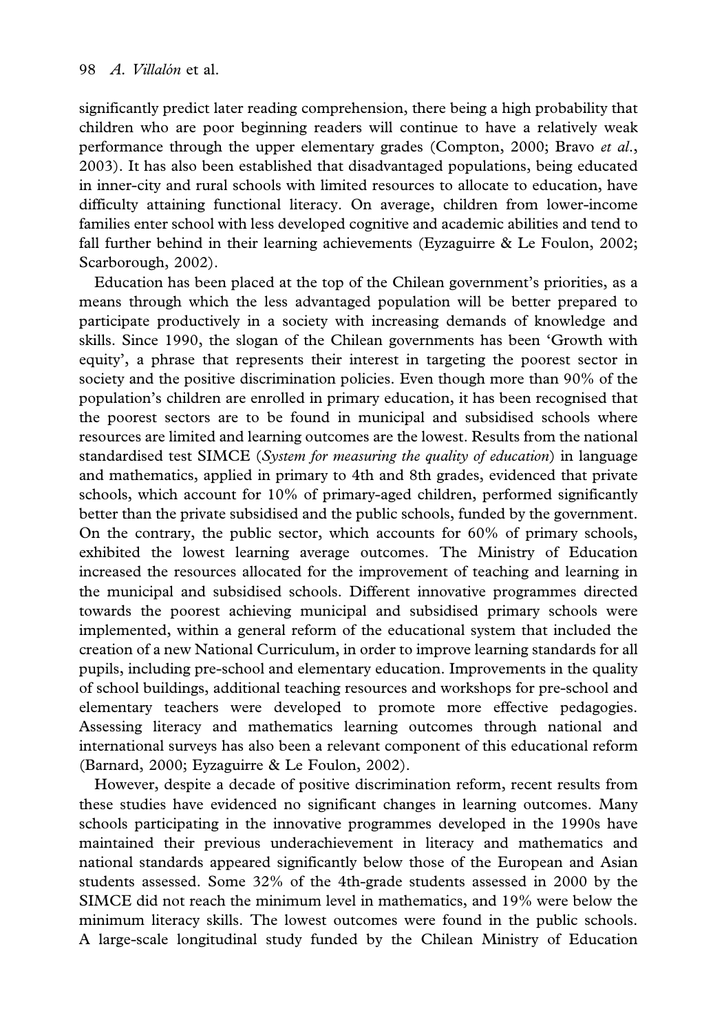significantly predict later reading comprehension, there being a high probability that children who are poor beginning readers will continue to have a relatively weak performance through the upper elementary grades (Compton, 2000; Bravo *et al.*, 2003). It has also been established that disadvantaged populations, being educated in inner-city and rural schools with limited resources to allocate to education, have difficulty attaining functional literacy. On average, children from lower-income families enter school with less developed cognitive and academic abilities and tend to fall further behind in their learning achievements (Eyzaguirre & Le Foulon, 2002; Scarborough, 2002).

Education has been placed at the top of the Chilean government's priorities, as a means through which the less advantaged population will be better prepared to participate productively in a society with increasing demands of knowledge and skills. Since 1990, the slogan of the Chilean governments has been 'Growth with equity', a phrase that represents their interest in targeting the poorest sector in society and the positive discrimination policies. Even though more than 90% of the population's children are enrolled in primary education, it has been recognised that the poorest sectors are to be found in municipal and subsidised schools where resources are limited and learning outcomes are the lowest. Results from the national standardised test SIMCE (*System for measuring the quality of education*) in language and mathematics, applied in primary to 4th and 8th grades, evidenced that private schools, which account for 10% of primary-aged children, performed significantly better than the private subsidised and the public schools, funded by the government. On the contrary, the public sector, which accounts for 60% of primary schools, exhibited the lowest learning average outcomes. The Ministry of Education increased the resources allocated for the improvement of teaching and learning in the municipal and subsidised schools. Different innovative programmes directed towards the poorest achieving municipal and subsidised primary schools were implemented, within a general reform of the educational system that included the creation of a new National Curriculum, in order to improve learning standards for all pupils, including pre-school and elementary education. Improvements in the quality of school buildings, additional teaching resources and workshops for pre-school and elementary teachers were developed to promote more effective pedagogies. Assessing literacy and mathematics learning outcomes through national and international surveys has also been a relevant component of this educational reform (Barnard, 2000; Eyzaguirre & Le Foulon, 2002).

However, despite a decade of positive discrimination reform, recent results from these studies have evidenced no significant changes in learning outcomes. Many schools participating in the innovative programmes developed in the 1990s have maintained their previous underachievement in literacy and mathematics and national standards appeared significantly below those of the European and Asian students assessed. Some 32% of the 4th-grade students assessed in 2000 by the SIMCE did not reach the minimum level in mathematics, and 19% were below the minimum literacy skills. The lowest outcomes were found in the public schools. A large-scale longitudinal study funded by the Chilean Ministry of Education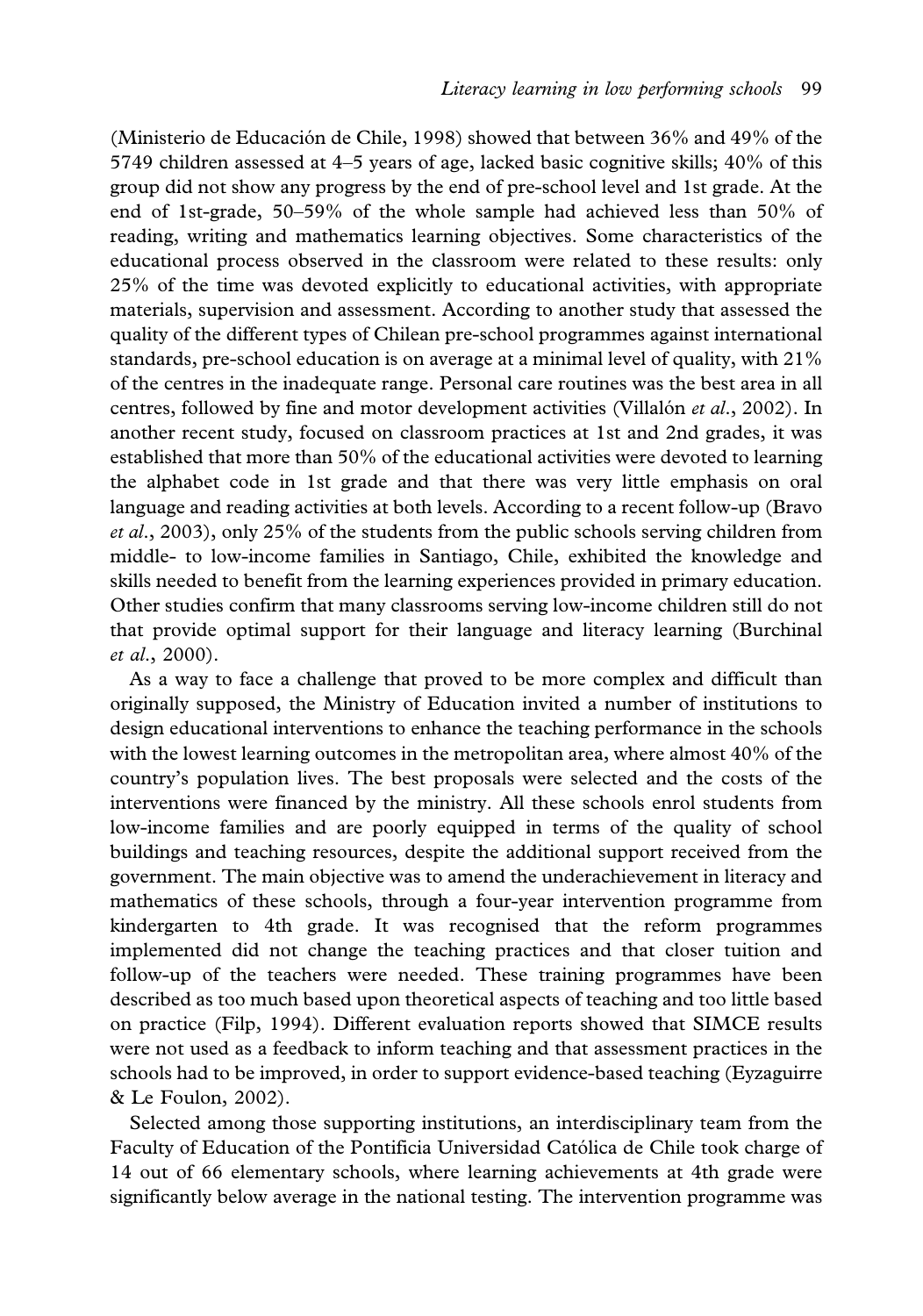(Ministerio de Educación de Chile, 1998) showed that between 36% and 49% of the 5749 children assessed at 4–5 years of age, lacked basic cognitive skills; 40% of this group did not show any progress by the end of pre-school level and 1st grade. At the end of 1st-grade, 50–59% of the whole sample had achieved less than 50% of reading, writing and mathematics learning objectives. Some characteristics of the educational process observed in the classroom were related to these results: only 25% of the time was devoted explicitly to educational activities, with appropriate materials, supervision and assessment. According to another study that assessed the quality of the different types of Chilean pre-school programmes against international standards, pre-school education is on average at a minimal level of quality, with 21% of the centres in the inadequate range. Personal care routines was the best area in all centres, followed by fine and motor development activities (Villalón *et al*., 2002). In another recent study, focused on classroom practices at 1st and 2nd grades, it was established that more than 50% of the educational activities were devoted to learning the alphabet code in 1st grade and that there was very little emphasis on oral language and reading activities at both levels. According to a recent follow-up (Bravo *et al*., 2003), only 25% of the students from the public schools serving children from middle- to low-income families in Santiago, Chile, exhibited the knowledge and skills needed to benefit from the learning experiences provided in primary education. Other studies confirm that many classrooms serving low-income children still do not that provide optimal support for their language and literacy learning (Burchinal *et al*., 2000).

As a way to face a challenge that proved to be more complex and difficult than originally supposed, the Ministry of Education invited a number of institutions to design educational interventions to enhance the teaching performance in the schools with the lowest learning outcomes in the metropolitan area, where almost 40% of the country's population lives. The best proposals were selected and the costs of the interventions were financed by the ministry. All these schools enrol students from low-income families and are poorly equipped in terms of the quality of school buildings and teaching resources, despite the additional support received from the government. The main objective was to amend the underachievement in literacy and mathematics of these schools, through a four-year intervention programme from kindergarten to 4th grade. It was recognised that the reform programmes implemented did not change the teaching practices and that closer tuition and follow-up of the teachers were needed. These training programmes have been described as too much based upon theoretical aspects of teaching and too little based on practice (Filp, 1994). Different evaluation reports showed that SIMCE results were not used as a feedback to inform teaching and that assessment practices in the schools had to be improved, in order to support evidence-based teaching (Eyzaguirre & Le Foulon, 2002).

Selected among those supporting institutions, an interdisciplinary team from the Faculty of Education of the Pontificia Universidad Católica de Chile took charge of 14 out of 66 elementary schools, where learning achievements at 4th grade were significantly below average in the national testing. The intervention programme was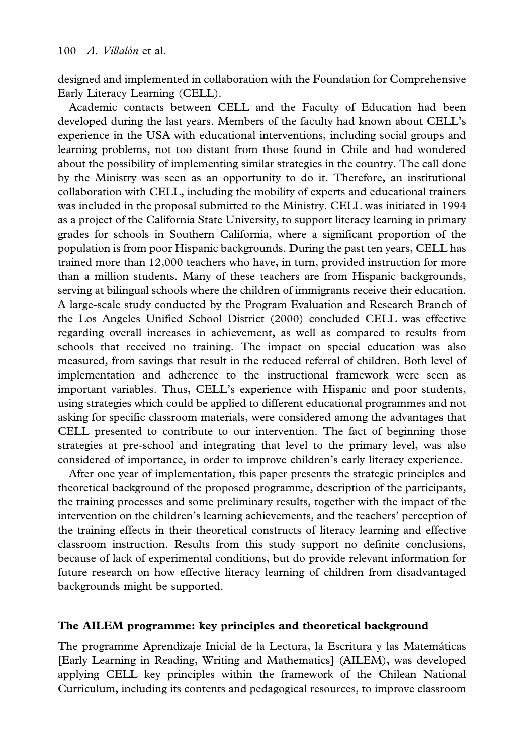designed and implemented in collaboration with the Foundation for Comprehensive Early Literacy Learning (CELL).

Academic contacts between CELL and the Faculty of Education had been developed during the last years. Members of the faculty had known about CELL's experience in the USA with educational interventions, including social groups and learning problems, not too distant from those found in Chile and had wondered about the possibility of implementing similar strategies in the country. The call done by the Ministry was seen as an opportunity to do it. Therefore, an institutional collaboration with CELL, including the mobility of experts and educational trainers was included in the proposal submitted to the Ministry. CELL was initiated in 1994 as a project of the California State University, to support literacy learning in primary grades for schools in Southern California, where a significant proportion of the population is from poor Hispanic backgrounds. During the past ten years, CELL has trained more than 12,000 teachers who have, in turn, provided instruction for more than a million students. Many of these teachers are from Hispanic backgrounds, serving at bilingual schools where the children of immigrants receive their education. A large-scale study conducted by the Program Evaluation and Research Branch of the Los Angeles Unified School District (2000) concluded CELL was effective regarding overall increases in achievement, as well as compared to results from schools that received no training. The impact on special education was also measured, from savings that result in the reduced referral of children. Both level of implementation and adherence to the instructional framework were seen as important variables. Thus, CELL's experience with Hispanic and poor students, using strategies which could be applied to different educational programmes and not asking for specific classroom materials, were considered among the advantages that CELL presented to contribute to our intervention. The fact of beginning those strategies at pre-school and integrating that level to the primary level, was also considered of importance, in order to improve children's early literacy experience.

After one year of implementation, this paper presents the strategic principles and theoretical background of the proposed programme, description of the participants, the training processes and some preliminary results, together with the impact of the intervention on the children's learning achievements, and the teachers' perception of the training effects in their theoretical constructs of literacy learning and effective classroom instruction. Results from this study support no definite conclusions, because of lack of experimental conditions, but do provide relevant information for future research on how effective literacy learning of children from disadvantaged backgrounds might be supported.

## The AILEM programme: key principles and theoretical background

The programme Aprendizaje Inicial de la Lectura, la Escritura y las Matemáticas [Early Learning in Reading, Writing and Mathematics] (AILEM), was developed applying CELL key principles within the framework of the Chilean National Curriculum, including its contents and pedagogical resources, to improve classroom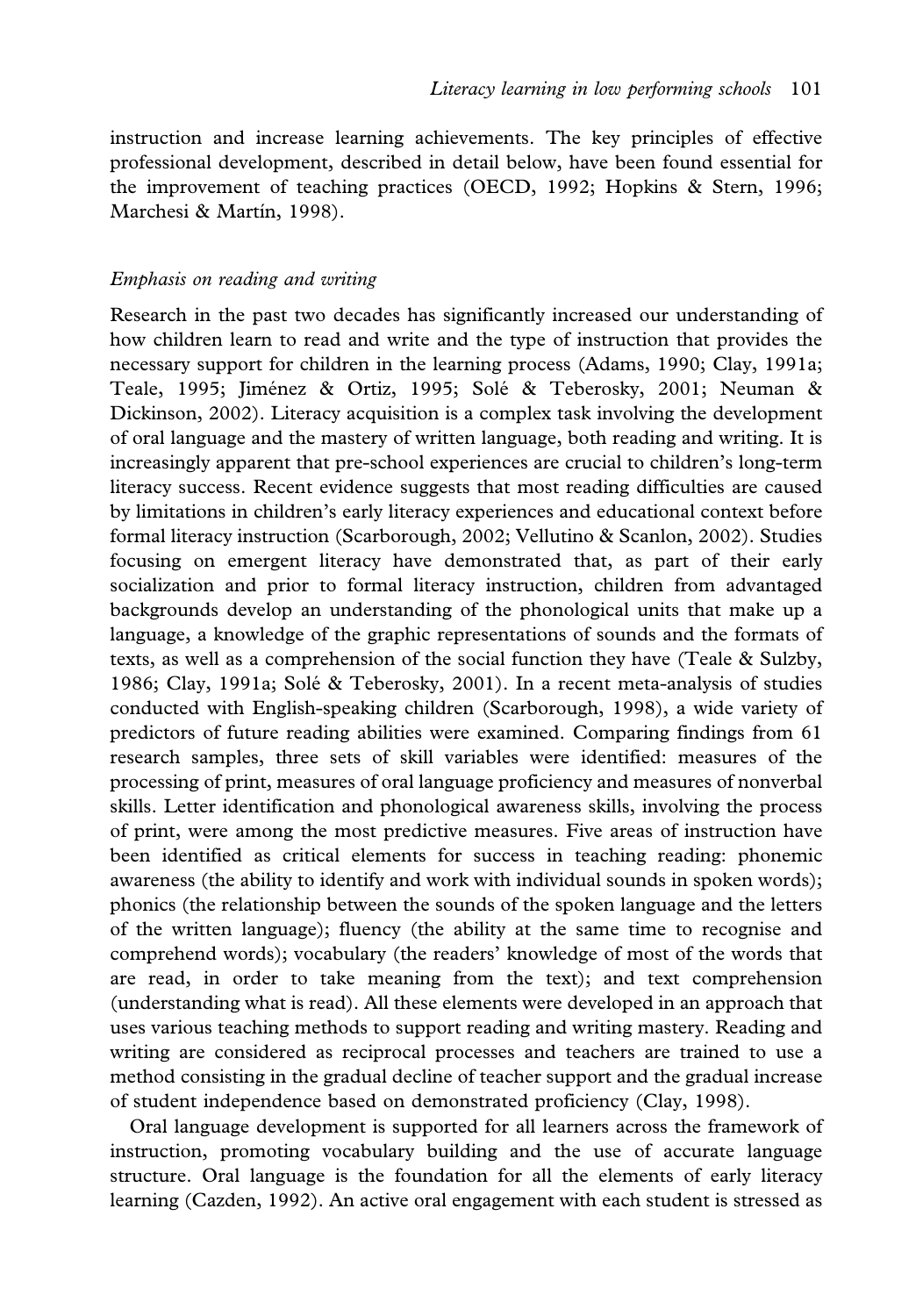instruction and increase learning achievements. The key principles of effective professional development, described in detail below, have been found essential for the improvement of teaching practices (OECD, 1992; Hopkins & Stern, 1996; Marchesi & Martín, 1998).

### *Emphasis on reading and writing*

Research in the past two decades has significantly increased our understanding of how children learn to read and write and the type of instruction that provides the necessary support for children in the learning process (Adams, 1990; Clay, 1991a; Teale, 1995; Jiménez & Ortiz, 1995; Solé & Teberosky, 2001; Neuman & Dickinson, 2002). Literacy acquisition is a complex task involving the development of oral language and the mastery of written language, both reading and writing. It is increasingly apparent that pre-school experiences are crucial to children's long-term literacy success. Recent evidence suggests that most reading difficulties are caused by limitations in children's early literacy experiences and educational context before formal literacy instruction (Scarborough, 2002; Vellutino & Scanlon, 2002). Studies focusing on emergent literacy have demonstrated that, as part of their early socialization and prior to formal literacy instruction, children from advantaged backgrounds develop an understanding of the phonological units that make up a language, a knowledge of the graphic representations of sounds and the formats of texts, as well as a comprehension of the social function they have (Teale & Sulzby, 1986; Clay, 1991a; Solé & Teberosky, 2001). In a recent meta-analysis of studies conducted with English-speaking children (Scarborough, 1998), a wide variety of predictors of future reading abilities were examined. Comparing findings from 61 research samples, three sets of skill variables were identified: measures of the processing of print, measures of oral language proficiency and measures of nonverbal skills. Letter identification and phonological awareness skills, involving the process of print, were among the most predictive measures. Five areas of instruction have been identified as critical elements for success in teaching reading: phonemic awareness (the ability to identify and work with individual sounds in spoken words); phonics (the relationship between the sounds of the spoken language and the letters of the written language); fluency (the ability at the same time to recognise and comprehend words); vocabulary (the readers' knowledge of most of the words that are read, in order to take meaning from the text); and text comprehension (understanding what is read). All these elements were developed in an approach that uses various teaching methods to support reading and writing mastery. Reading and writing are considered as reciprocal processes and teachers are trained to use a method consisting in the gradual decline of teacher support and the gradual increase of student independence based on demonstrated proficiency (Clay, 1998).

Oral language development is supported for all learners across the framework of instruction, promoting vocabulary building and the use of accurate language structure. Oral language is the foundation for all the elements of early literacy learning (Cazden, 1992). An active oral engagement with each student is stressed as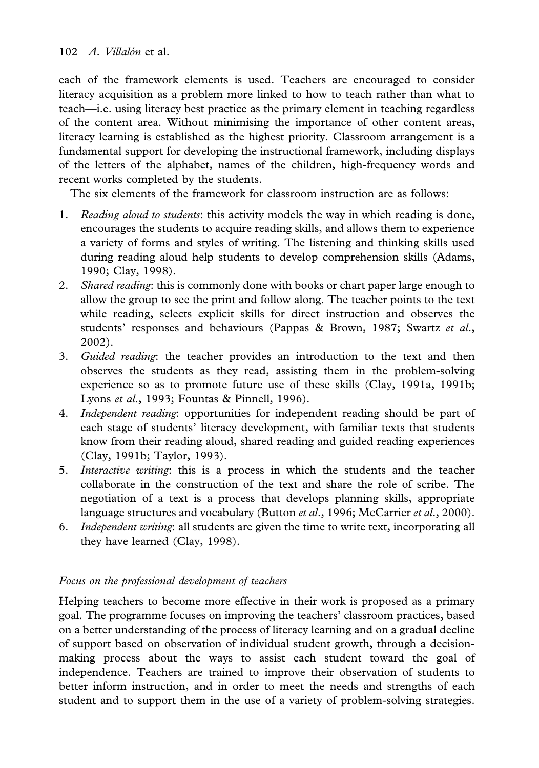each of the framework elements is used. Teachers are encouraged to consider literacy acquisition as a problem more linked to how to teach rather than what to teach—i.e. using literacy best practice as the primary element in teaching regardless of the content area. Without minimising the importance of other content areas, literacy learning is established as the highest priority. Classroom arrangement is a fundamental support for developing the instructional framework, including displays of the letters of the alphabet, names of the children, high-frequency words and recent works completed by the students.

The six elements of the framework for classroom instruction are as follows:

1. *Reading aloud to students*: this activity models the way in which reading is done, encourages the students to acquire reading skills, and allows them to experience a variety of forms and styles of writing. The listening and thinking skills used during reading aloud help students to develop comprehension skills (Adams, 1990; Clay, 1998).
2. *Shared reading*: this is commonly done with books or chart paper large enough to allow the group to see the print and follow along. The teacher points to the text while reading, selects explicit skills for direct instruction and observes the students' responses and behaviours (Pappas & Brown, 1987; Swartz *et al.*, 2002).
3. *Guided reading*: the teacher provides an introduction to the text and then observes the students as they read, assisting them in the problem-solving experience so as to promote future use of these skills (Clay, 1991a, 1991b; Lyons *et al.*, 1993; Fountas & Pinnell, 1996).
4. *Independent reading*: opportunities for independent reading should be part of each stage of students' literacy development, with familiar texts that students know from their reading aloud, shared reading and guided reading experiences (Clay, 1991b; Taylor, 1993).
5. *Interactive writing*: this is a process in which the students and the teacher collaborate in the construction of the text and share the role of scribe. The negotiation of a text is a process that develops planning skills, appropriate language structures and vocabulary (Button *et al.*, 1996; McCarrier *et al.*, 2000).
6. *Independent writing*: all students are given the time to write text, incorporating all they have learned (Clay, 1998).

### *Focus on the professional development of teachers*

Helping teachers to become more effective in their work is proposed as a primary goal. The programme focuses on improving the teachers' classroom practices, based on a better understanding of the process of literacy learning and on a gradual decline of support based on observation of individual student growth, through a decision-making process about the ways to assist each student toward the goal of independence. Teachers are trained to improve their observation of students to better inform instruction, and in order to meet the needs and strengths of each student and to support them in the use of a variety of problem-solving strategies.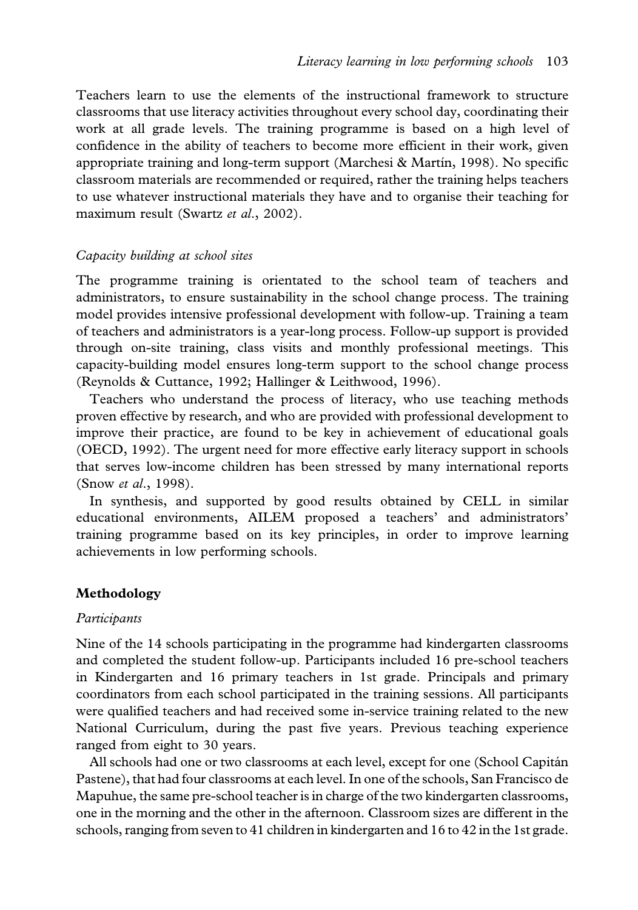Teachers learn to use the elements of the instructional framework to structure classrooms that use literacy activities throughout every school day, coordinating their work at all grade levels. The training programme is based on a high level of confidence in the ability of teachers to become more efficient in their work, given appropriate training and long-term support (Marchesi & Martín, 1998). No specific classroom materials are recommended or required, rather the training helps teachers to use whatever instructional materials they have and to organise their teaching for maximum result (Swartz *et al*., 2002).

### *Capacity building at school sites*

The programme training is orientated to the school team of teachers and administrators, to ensure sustainability in the school change process. The training model provides intensive professional development with follow-up. Training a team of teachers and administrators is a year-long process. Follow-up support is provided through on-site training, class visits and monthly professional meetings. This capacity-building model ensures long-term support to the school change process (Reynolds & Cuttance, 1992; Hallinger & Leithwood, 1996).

Teachers who understand the process of literacy, who use teaching methods proven effective by research, and who are provided with professional development to improve their practice, are found to be key in achievement of educational goals (OECD, 1992). The urgent need for more effective early literacy support in schools that serves low-income children has been stressed by many international reports (Snow *et al*., 1998).

In synthesis, and supported by good results obtained by CELL in similar educational environments, AILEM proposed a teachers' and administrators' training programme based on its key principles, in order to improve learning achievements in low performing schools.

## **Methodology**

### *Participants*

Nine of the 14 schools participating in the programme had kindergarten classrooms and completed the student follow-up. Participants included 16 pre-school teachers in Kindergarten and 16 primary teachers in 1st grade. Principals and primary coordinators from each school participated in the training sessions. All participants were qualified teachers and had received some in-service training related to the new National Curriculum, during the past five years. Previous teaching experience ranged from eight to 30 years.

All schools had one or two classrooms at each level, except for one (School Capitán Pastene), that had four classrooms at each level. In one of the schools, San Francisco de Mapuhue, the same pre-school teacher is in charge of the two kindergarten classrooms, one in the morning and the other in the afternoon. Classroom sizes are different in the schools, ranging from seven to 41 children in kindergarten and 16 to 42 in the 1st grade.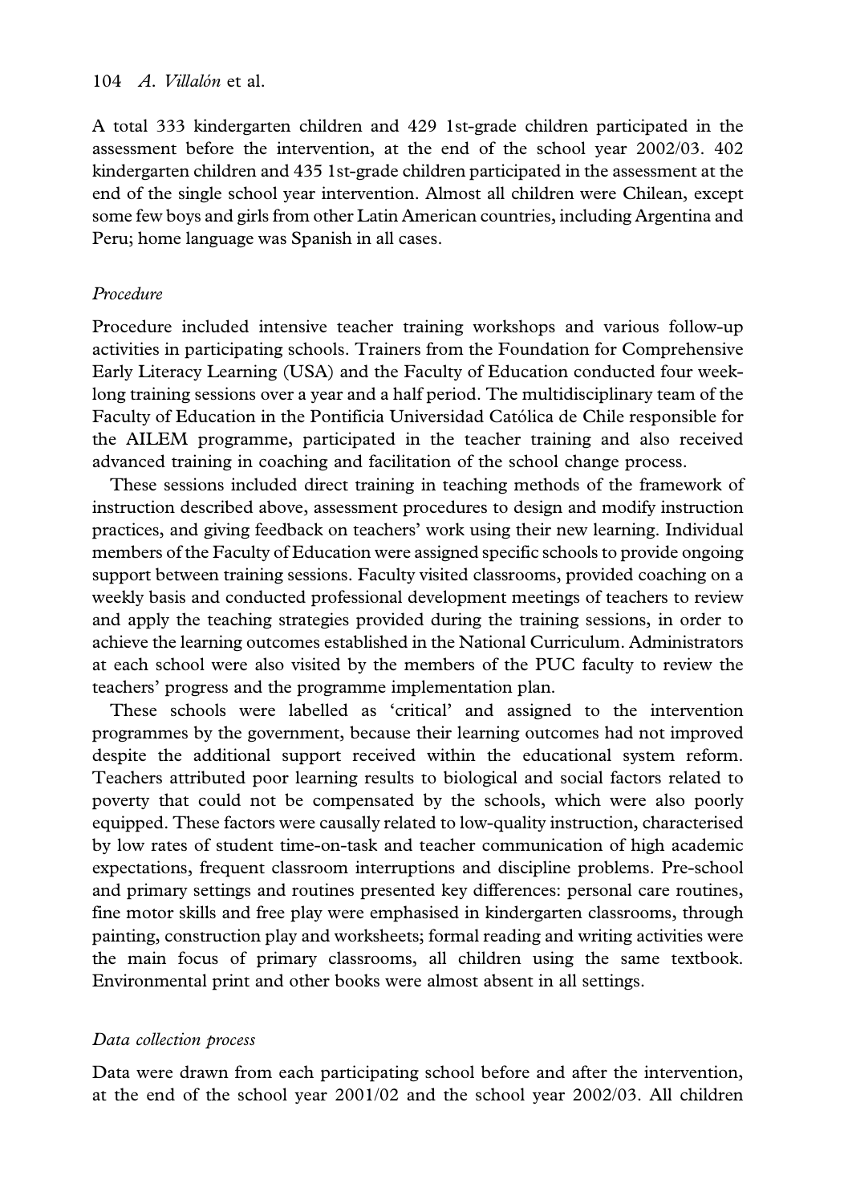A total 333 kindergarten children and 429 1st-grade children participated in the assessment before the intervention, at the end of the school year 2002/03. 402 kindergarten children and 435 1st-grade children participated in the assessment at the end of the single school year intervention. Almost all children were Chilean, except some few boys and girls from other Latin American countries, including Argentina and Peru; home language was Spanish in all cases.

### *Procedure*

Procedure included intensive teacher training workshops and various follow-up activities in participating schools. Trainers from the Foundation for Comprehensive Early Literacy Learning (USA) and the Faculty of Education conducted four week-long training sessions over a year and a half period. The multidisciplinary team of the Faculty of Education in the Pontificia Universidad Católica de Chile responsible for the AILEM programme, participated in the teacher training and also received advanced training in coaching and facilitation of the school change process.

These sessions included direct training in teaching methods of the framework of instruction described above, assessment procedures to design and modify instruction practices, and giving feedback on teachers' work using their new learning. Individual members of the Faculty of Education were assigned specific schools to provide ongoing support between training sessions. Faculty visited classrooms, provided coaching on a weekly basis and conducted professional development meetings of teachers to review and apply the teaching strategies provided during the training sessions, in order to achieve the learning outcomes established in the National Curriculum. Administrators at each school were also visited by the members of the PUC faculty to review the teachers' progress and the programme implementation plan.

These schools were labelled as 'critical' and assigned to the intervention programmes by the government, because their learning outcomes had not improved despite the additional support received within the educational system reform. Teachers attributed poor learning results to biological and social factors related to poverty that could not be compensated by the schools, which were also poorly equipped. These factors were causally related to low-quality instruction, characterised by low rates of student time-on-task and teacher communication of high academic expectations, frequent classroom interruptions and discipline problems. Pre-school and primary settings and routines presented key differences: personal care routines, fine motor skills and free play were emphasised in kindergarten classrooms, through painting, construction play and worksheets; formal reading and writing activities were the main focus of primary classrooms, all children using the same textbook. Environmental print and other books were almost absent in all settings.

### *Data collection process*

Data were drawn from each participating school before and after the intervention, at the end of the school year 2001/02 and the school year 2002/03. All children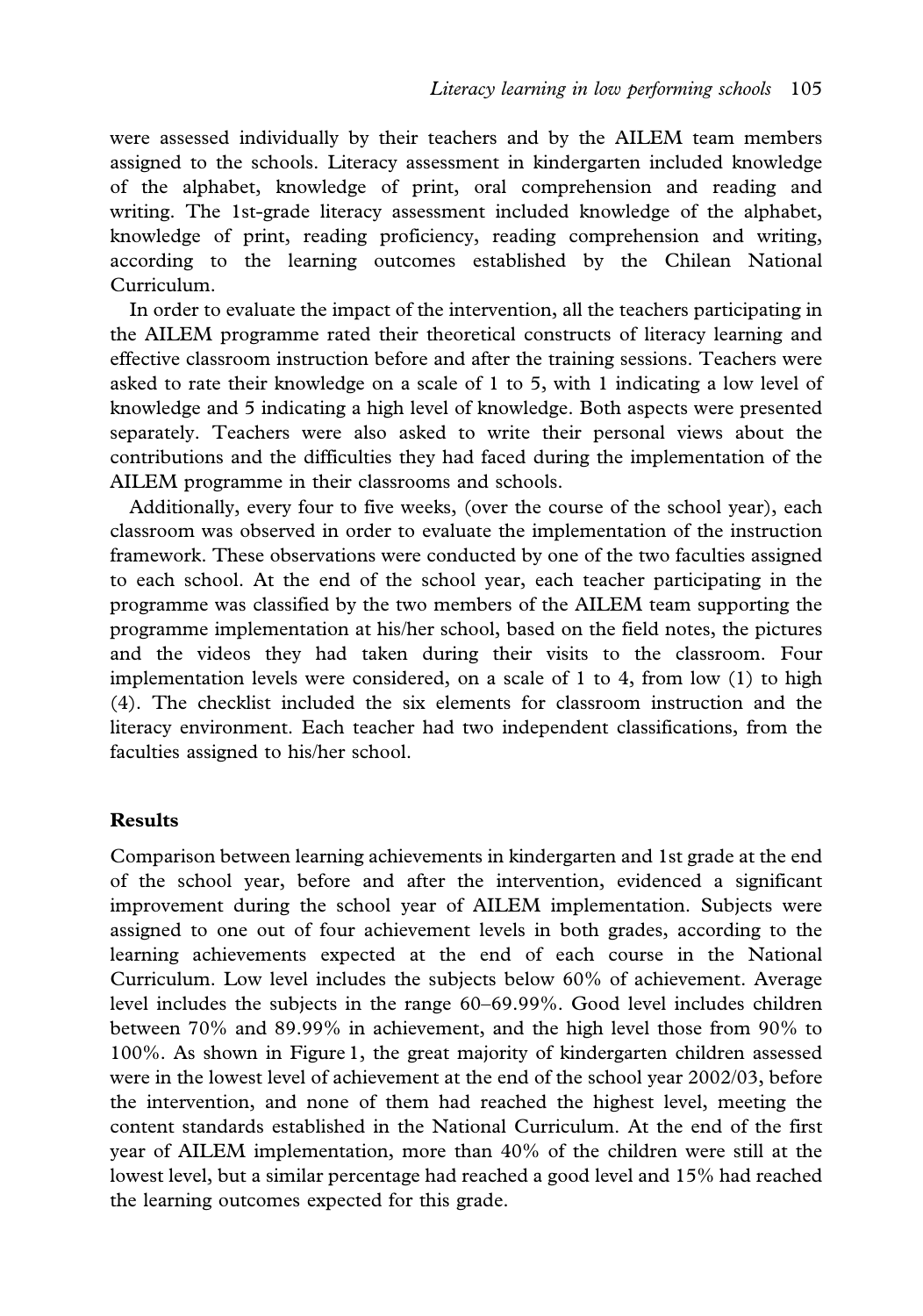were assessed individually by their teachers and by the AILEM team members assigned to the schools. Literacy assessment in kindergarten included knowledge of the alphabet, knowledge of print, oral comprehension and reading and writing. The 1st-grade literacy assessment included knowledge of the alphabet, knowledge of print, reading proficiency, reading comprehension and writing, according to the learning outcomes established by the Chilean National Curriculum.

In order to evaluate the impact of the intervention, all the teachers participating in the AILEM programme rated their theoretical constructs of literacy learning and effective classroom instruction before and after the training sessions. Teachers were asked to rate their knowledge on a scale of 1 to 5, with 1 indicating a low level of knowledge and 5 indicating a high level of knowledge. Both aspects were presented separately. Teachers were also asked to write their personal views about the contributions and the difficulties they had faced during the implementation of the AILEM programme in their classrooms and schools.

Additionally, every four to five weeks, (over the course of the school year), each classroom was observed in order to evaluate the implementation of the instruction framework. These observations were conducted by one of the two faculties assigned to each school. At the end of the school year, each teacher participating in the programme was classified by the two members of the AILEM team supporting the programme implementation at his/her school, based on the field notes, the pictures and the videos they had taken during their visits to the classroom. Four implementation levels were considered, on a scale of 1 to 4, from low (1) to high (4). The checklist included the six elements for classroom instruction and the literacy environment. Each teacher had two independent classifications, from the faculties assigned to his/her school.

## Results

Comparison between learning achievements in kindergarten and 1st grade at the end of the school year, before and after the intervention, evidenced a significant improvement during the school year of AILEM implementation. Subjects were assigned to one out of four achievement levels in both grades, according to the learning achievements expected at the end of each course in the National Curriculum. Low level includes the subjects below 60% of achievement. Average level includes the subjects in the range 60–69.99%. Good level includes children between 70% and 89.99% in achievement, and the high level those from 90% to 100%. As shown in Figure 1, the great majority of kindergarten children assessed were in the lowest level of achievement at the end of the school year 2002/03, before the intervention, and none of them had reached the highest level, meeting the content standards established in the National Curriculum. At the end of the first year of AILEM implementation, more than 40% of the children were still at the lowest level, but a similar percentage had reached a good level and 15% had reached the learning outcomes expected for this grade.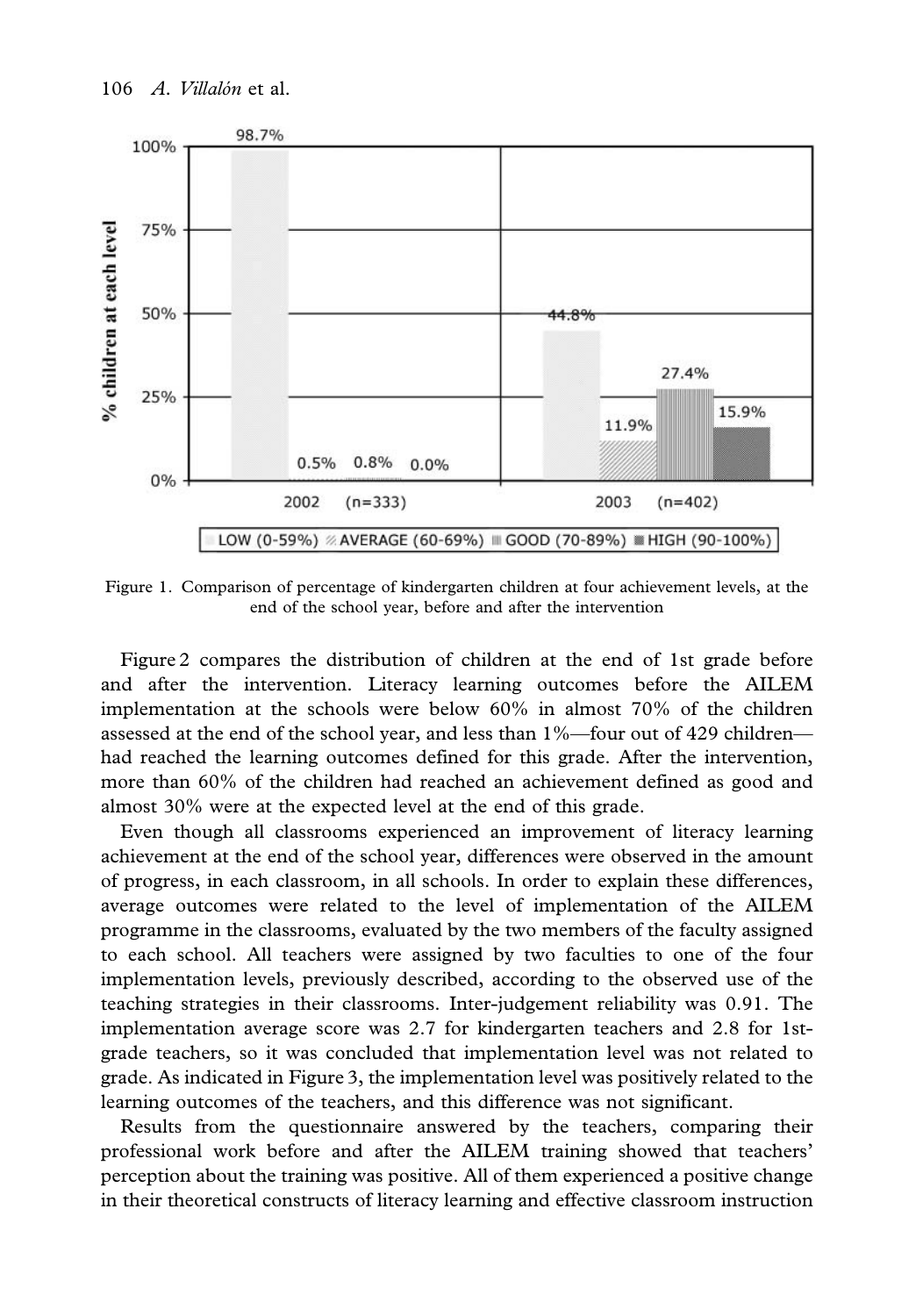Figure 1. Comparison of percentage of kindergarten children at four achievement levels, at the end of the school year, before and after the intervention

Figure 2 compares the distribution of children at the end of 1st grade before and after the intervention. Literacy learning outcomes before the AILEM implementation at the schools were below 60% in almost 70% of the children assessed at the end of the school year, and less than 1%—four out of 429 children—had reached the learning outcomes defined for this grade. After the intervention, more than 60% of the children had reached an achievement defined as good and almost 30% were at the expected level at the end of this grade.

Even though all classrooms experienced an improvement of literacy learning achievement at the end of the school year, differences were observed in the amount of progress, in each classroom, in all schools. In order to explain these differences, average outcomes were related to the level of implementation of the AILEM programme in the classrooms, evaluated by the two members of the faculty assigned to each school. All teachers were assigned by two faculties to one of the four implementation levels, previously described, according to the observed use of the teaching strategies in their classrooms. Inter-judgement reliability was 0.91. The implementation average score was 2.7 for kindergarten teachers and 2.8 for 1st-grade teachers, so it was concluded that implementation level was not related to grade. As indicated in Figure 3, the implementation level was positively related to the learning outcomes of the teachers, and this difference was not significant.

Results from the questionnaire answered by the teachers, comparing their professional work before and after the AILEM training showed that teachers' perception about the training was positive. All of them experienced a positive change in their theoretical constructs of literacy learning and effective classroom instruction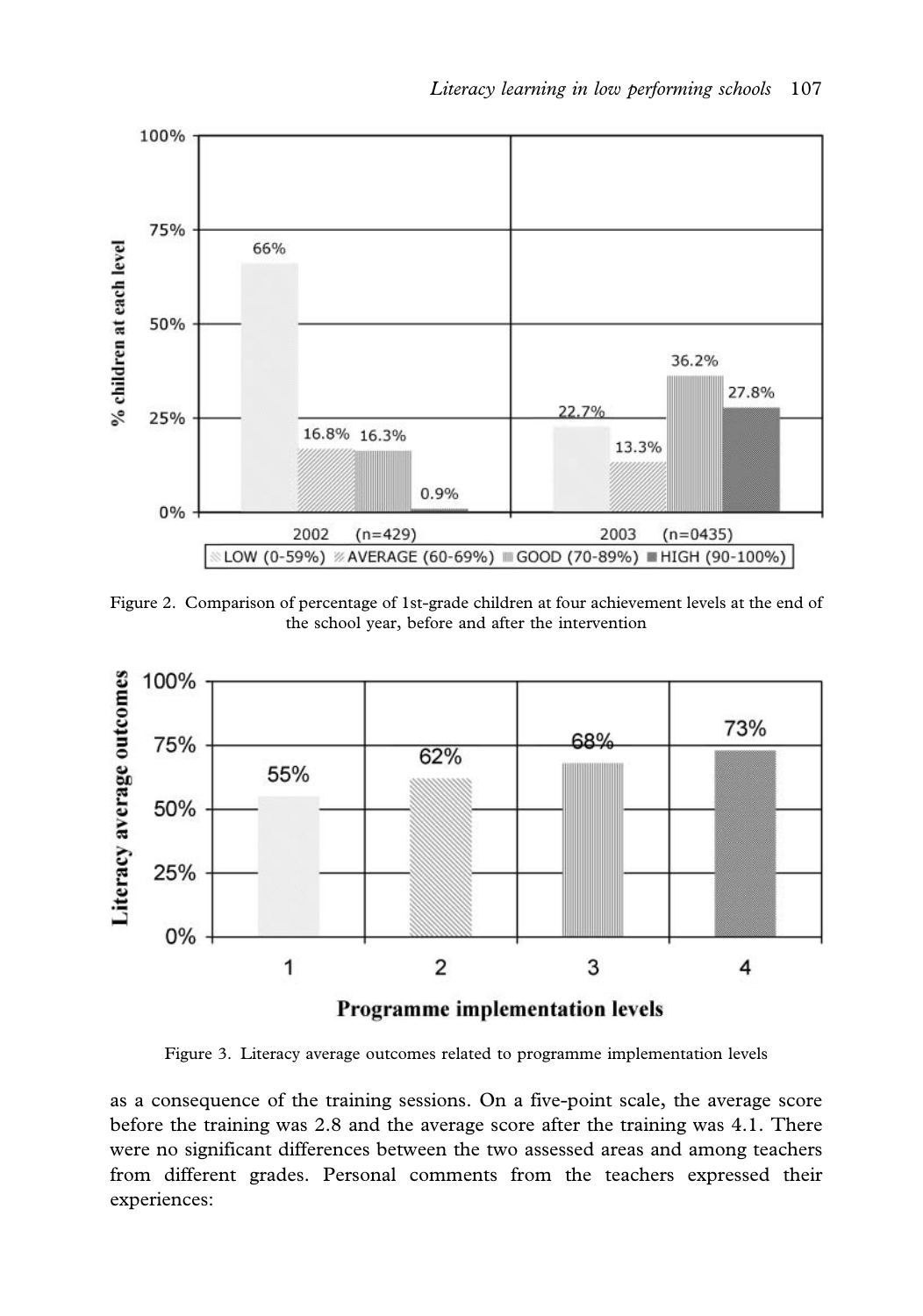Figure 2. Comparison of percentage of 1st-grade children at four achievement levels at the end of the school year, before and after the intervention

Figure 3. Literacy average outcomes related to programme implementation levels

as a consequence of the training sessions. On a five-point scale, the average score before the training was 2.8 and the average score after the training was 4.1. There were no significant differences between the two assessed areas and among teachers from different grades. Personal comments from the teachers expressed their experiences: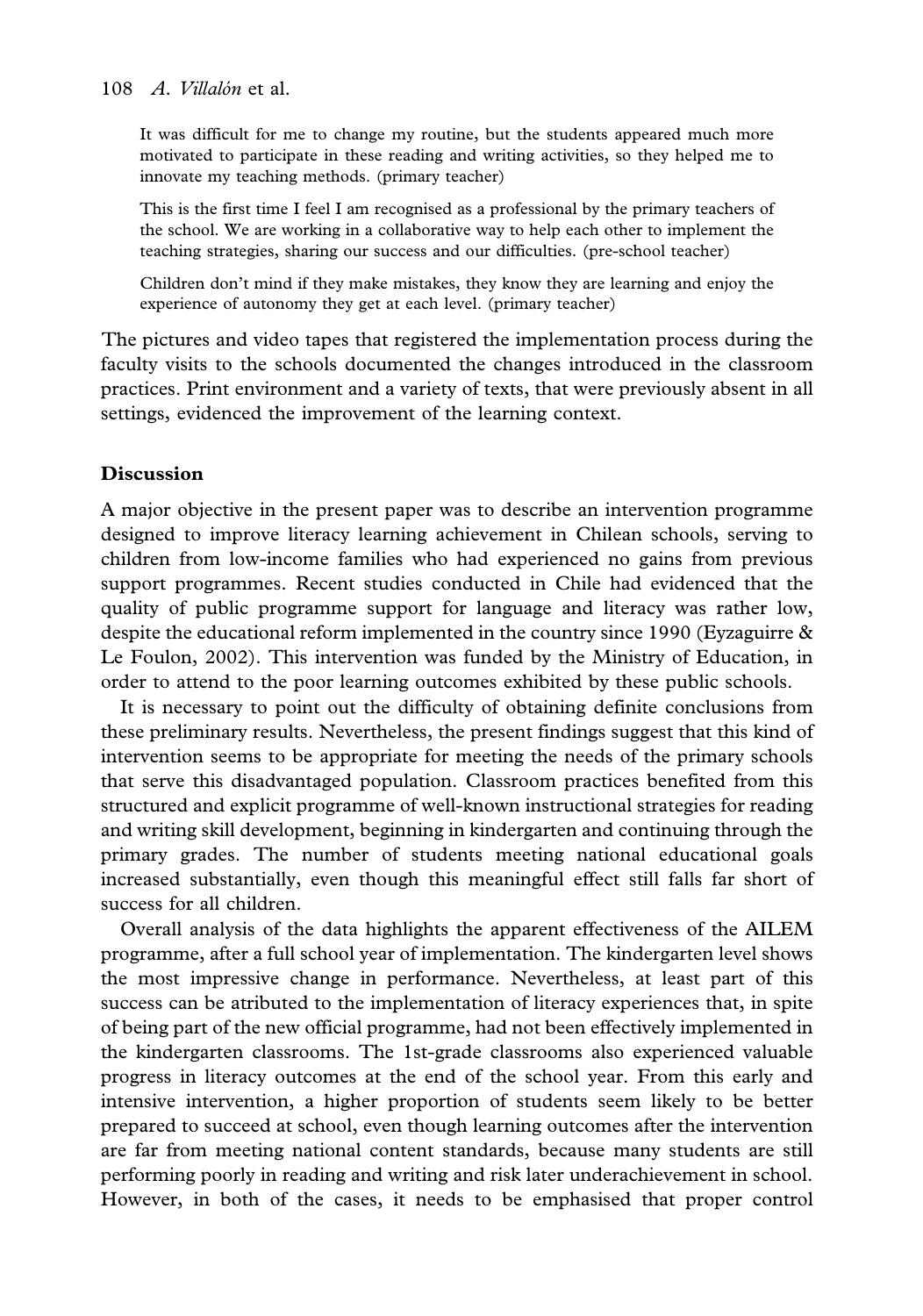> It was difficult for me to change my routine, but the students appeared much more motivated to participate in these reading and writing activities, so they helped me to innovate my teaching methods. (primary teacher)

> This is the first time I feel I am recognised as a professional by the primary teachers of the school. We are working in a collaborative way to help each other to implement the teaching strategies, sharing our success and our difficulties. (pre-school teacher)

> Children don't mind if they make mistakes, they know they are learning and enjoy the experience of autonomy they get at each level. (primary teacher)

The pictures and video tapes that registered the implementation process during the faculty visits to the schools documented the changes introduced in the classroom practices. Print environment and a variety of texts, that were previously absent in all settings, evidenced the improvement of the learning context.

## Discussion

A major objective in the present paper was to describe an intervention programme designed to improve literacy learning achievement in Chilean schools, serving to children from low-income families who had experienced no gains from previous support programmes. Recent studies conducted in Chile had evidenced that the quality of public programme support for language and literacy was rather low, despite the educational reform implemented in the country since 1990 (Eyzaguirre & Le Foulon, 2002). This intervention was funded by the Ministry of Education, in order to attend to the poor learning outcomes exhibited by these public schools.

It is necessary to point out the difficulty of obtaining definite conclusions from these preliminary results. Nevertheless, the present findings suggest that this kind of intervention seems to be appropriate for meeting the needs of the primary schools that serve this disadvantaged population. Classroom practices benefited from this structured and explicit programme of well-known instructional strategies for reading and writing skill development, beginning in kindergarten and continuing through the primary grades. The number of students meeting national educational goals increased substantially, even though this meaningful effect still falls far short of success for all children.

Overall analysis of the data highlights the apparent effectiveness of the AILEM programme, after a full school year of implementation. The kindergarten level shows the most impressive change in performance. Nevertheless, at least part of this success can be atributed to the implementation of literacy experiences that, in spite of being part of the new official programme, had not been effectively implemented in the kindergarten classrooms. The 1st-grade classrooms also experienced valuable progress in literacy outcomes at the end of the school year. From this early and intensive intervention, a higher proportion of students seem likely to be better prepared to succeed at school, even though learning outcomes after the intervention are far from meeting national content standards, because many students are still performing poorly in reading and writing and risk later underachievement in school. However, in both of the cases, it needs to be emphasised that proper control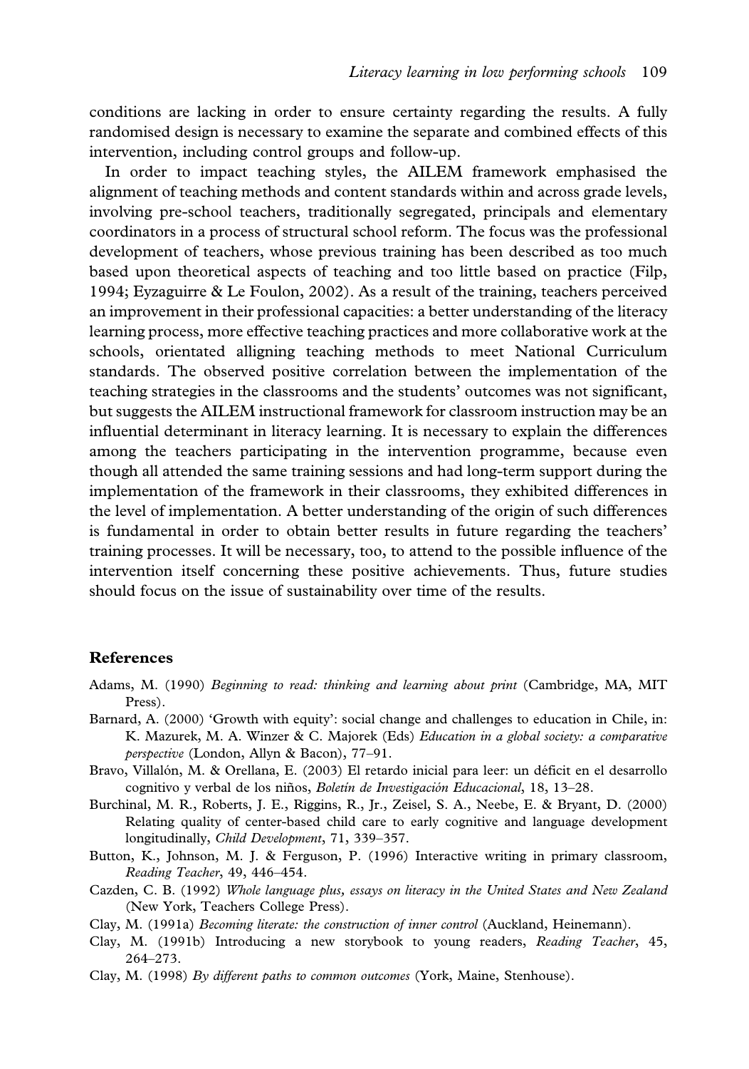conditions are lacking in order to ensure certainty regarding the results. A fully randomised design is necessary to examine the separate and combined effects of this intervention, including control groups and follow-up.

In order to impact teaching styles, the AILEM framework emphasised the alignment of teaching methods and content standards within and across grade levels, involving pre-school teachers, traditionally segregated, principals and elementary coordinators in a process of structural school reform. The focus was the professional development of teachers, whose previous training has been described as too much based upon theoretical aspects of teaching and too little based on practice (Filp, 1994; Eyzaguirre & Le Foulon, 2002). As a result of the training, teachers perceived an improvement in their professional capacities: a better understanding of the literacy learning process, more effective teaching practices and more collaborative work at the schools, orientated alligning teaching methods to meet National Curriculum standards. The observed positive correlation between the implementation of the teaching strategies in the classrooms and the students' outcomes was not significant, but suggests the AILEM instructional framework for classroom instruction may be an influential determinant in literacy learning. It is necessary to explain the differences among the teachers participating in the intervention programme, because even though all attended the same training sessions and had long-term support during the implementation of the framework in their classrooms, they exhibited differences in the level of implementation. A better understanding of the origin of such differences is fundamental in order to obtain better results in future regarding the teachers' training processes. It will be necessary, too, to attend to the possible influence of the intervention itself concerning these positive achievements. Thus, future studies should focus on the issue of sustainability over time of the results.

## References

Adams, M. (1990) *Beginning to read: thinking and learning about print* (Cambridge, MA, MIT Press).

Barnard, A. (2000) 'Growth with equity': social change and challenges to education in Chile, in: K. Mazurek, M. A. Winzer & C. Majorek (Eds) *Education in a global society: a comparative perspective* (London, Allyn & Bacon), 77–91.

Bravo, Villalón, M. & Orellana, E. (2003) El retardo inicial para leer: un déficit en el desarrollo cognitivo y verbal de los niños, *Boletín de Investigación Educacional*, 18, 13–28.

Burchinal, M. R., Roberts, J. E., Riggins, R., Jr., Zeisel, S. A., Neebe, E. & Bryant, D. (2000) Relating quality of center-based child care to early cognitive and language development longitudinally, *Child Development*, 71, 339–357.

Button, K., Johnson, M. J. & Ferguson, P. (1996) Interactive writing in primary classroom, *Reading Teacher*, 49, 446–454.

Cazden, C. B. (1992) *Whole language plus, essays on literacy in the United States and New Zealand* (New York, Teachers College Press).

Clay, M. (1991a) *Becoming literate: the construction of inner control* (Auckland, Heinemann).

Clay, M. (1991b) Introducing a new storybook to young readers, *Reading Teacher*, 45, 264–273.

Clay, M. (1998) *By different paths to common outcomes* (York, Maine, Stenhouse).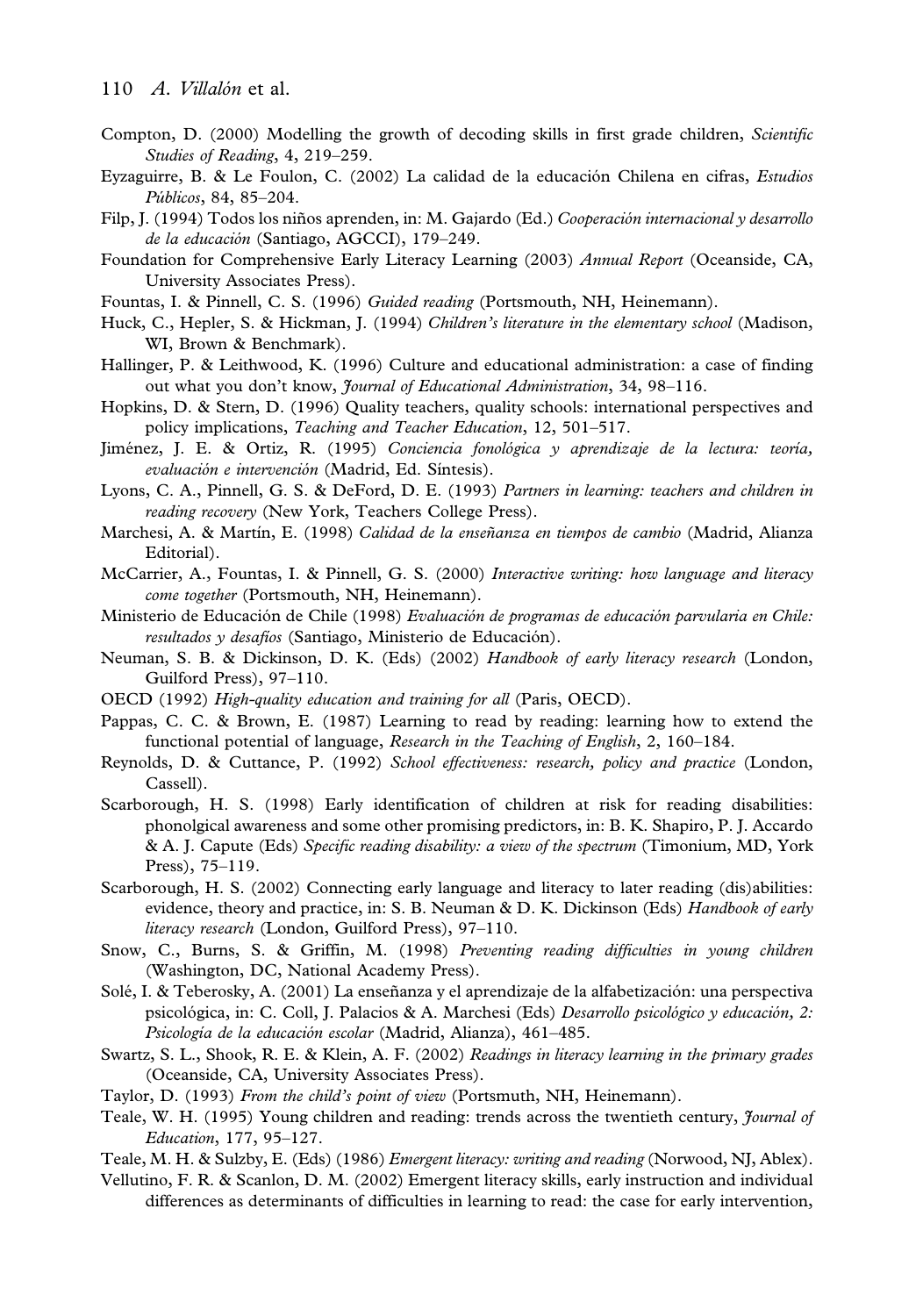Compton, D. (2000) Modelling the growth of decoding skills in first grade children, *Scientific Studies of Reading*, 4, 219–259.

Eyzaguirre, B. & Le Foulon, C. (2002) La calidad de la educación Chilena en cifras, *Estudios Públicos*, 84, 85–204.

Filp, J. (1994) Todos los niños aprenden, in: M. Gajardo (Ed.) *Cooperación internacional y desarrollo de la educación* (Santiago, AGCCI), 179–249.

Foundation for Comprehensive Early Literacy Learning (2003) *Annual Report* (Oceanside, CA, University Associates Press).

Fountas, I. & Pinnell, C. S. (1996) *Guided reading* (Portsmouth, NH, Heinemann).

Huck, C., Hepler, S. & Hickman, J. (1994) *Children's literature in the elementary school* (Madison, WI, Brown & Benchmark).

Hallinger, P. & Leithwood, K. (1996) Culture and educational administration: a case of finding out what you don't know, *Journal of Educational Administration*, 34, 98–116.

Hopkins, D. & Stern, D. (1996) Quality teachers, quality schools: international perspectives and policy implications, *Teaching and Teacher Education*, 12, 501–517.

Jiménez, J. E. & Ortiz, R. (1995) *Conciencia fonológica y aprendizaje de la lectura: teoría, evaluación e intervención* (Madrid, Ed. Síntesis).

Lyons, C. A., Pinnell, G. S. & DeFord, D. E. (1993) *Partners in learning: teachers and children in reading recovery* (New York, Teachers College Press).

Marchesi, A. & Martín, E. (1998) *Calidad de la enseñanza en tiempos de cambio* (Madrid, Alianza Editorial).

McCarrier, A., Fountas, I. & Pinnell, G. S. (2000) *Interactive writing: how language and literacy come together* (Portsmouth, NH, Heinemann).

Ministerio de Educación de Chile (1998) *Evaluación de programas de educación parvularia en Chile: resultados y desafíos* (Santiago, Ministerio de Educación).

Neuman, S. B. & Dickinson, D. K. (Eds) (2002) *Handbook of early literacy research* (London, Guilford Press), 97–110.

OECD (1992) *High-quality education and training for all* (Paris, OECD).

Pappas, C. C. & Brown, E. (1987) Learning to read by reading: learning how to extend the functional potential of language, *Research in the Teaching of English*, 2, 160–184.

Reynolds, D. & Cuttance, P. (1992) *School effectiveness: research, policy and practice* (London, Cassell).

Scarborough, H. S. (1998) Early identification of children at risk for reading disabilities: phonolgical awareness and some other promising predictors, in: B. K. Shapiro, P. J. Accardo & A. J. Capute (Eds) *Specific reading disability: a view of the spectrum* (Timonium, MD, York Press), 75–119.

Scarborough, H. S. (2002) Connecting early language and literacy to later reading (dis)abilities: evidence, theory and practice, in: S. B. Neuman & D. K. Dickinson (Eds) *Handbook of early literacy research* (London, Guilford Press), 97–110.

Snow, C., Burns, S. & Griffin, M. (1998) *Preventing reading difficulties in young children* (Washington, DC, National Academy Press).

Solé, I. & Teberosky, A. (2001) La enseñanza y el aprendizaje de la alfabetización: una perspectiva psicológica, in: C. Coll, J. Palacios & A. Marchesi (Eds) *Desarrollo psicológico y educación, 2: Psicología de la educación escolar* (Madrid, Alianza), 461–485.

Swartz, S. L., Shook, R. E. & Klein, A. F. (2002) *Readings in literacy learning in the primary grades* (Oceanside, CA, University Associates Press).

Taylor, D. (1993) *From the child's point of view* (Portsmuth, NH, Heinemann).

Teale, W. H. (1995) Young children and reading: trends across the twentieth century, *Journal of Education*, 177, 95–127.

Teale, M. H. & Sulzby, E. (Eds) (1986) *Emergent literacy: writing and reading* (Norwood, NJ, Ablex).

Vellutino, F. R. & Scanlon, D. M. (2002) Emergent literacy skills, early instruction and individual differences as determinants of difficulties in learning to read: the case for early intervention,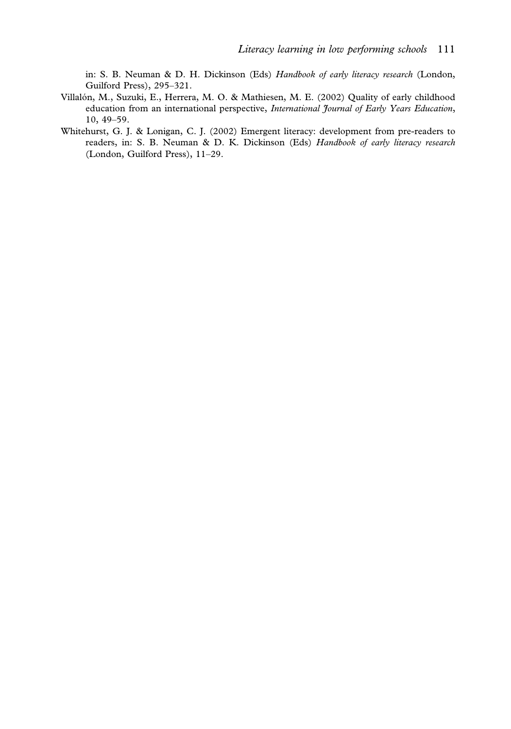in: S. B. Neuman & D. H. Dickinson (Eds) *Handbook of early literacy research* (London, Guilford Press), 295–321.

Villalón, M., Suzuki, E., Herrera, M. O. & Mathiesen, M. E. (2002) Quality of early childhood education from an international perspective, *International Journal of Early Years Education*, 10, 49–59.

Whitehurst, G. J. & Lonigan, C. J. (2002) Emergent literacy: development from pre-readers to readers, in: S. B. Neuman & D. K. Dickinson (Eds) *Handbook of early literacy research* (London, Guilford Press), 11–29.